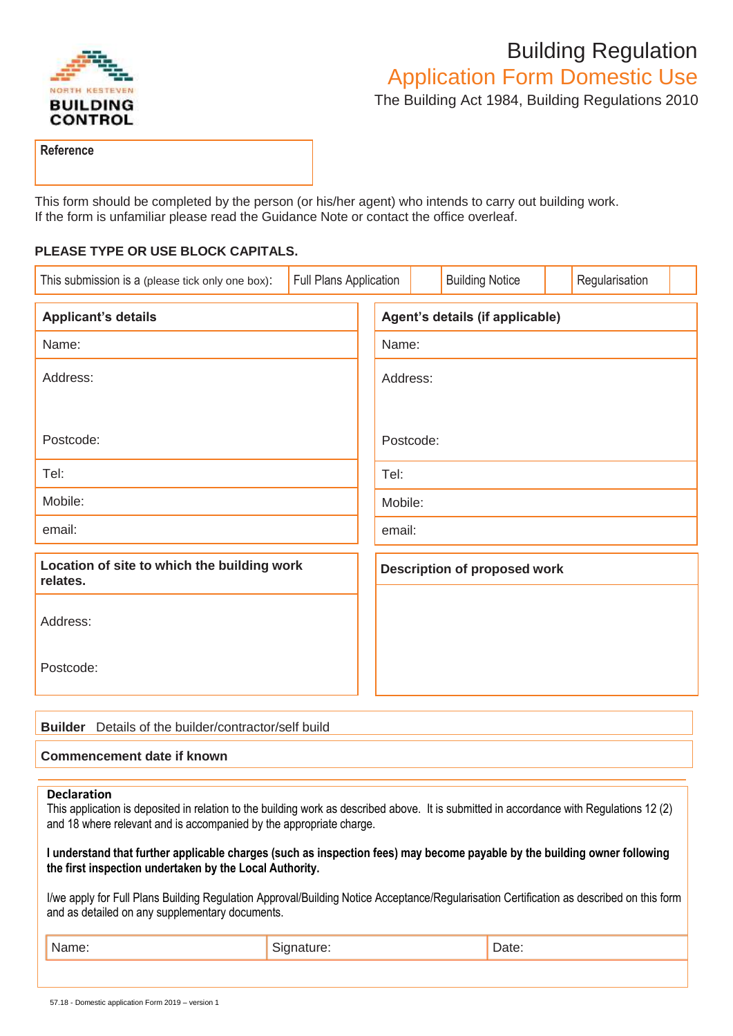NORTH KESTEVEN
BUILDING CONTROL

# Building Regulation
## Application Form Domestic Use

The Building Act 1984, Building Regulations 2010

| Reference |
| --- |
| |

This form should be completed by the person (or his/her agent) who intends to carry out building work.
If the form is unfamiliar please read the Guidance Note or contact the office overleaf.

**PLEASE TYPE OR USE BLOCK CAPITALS.**

| This submission is a (please tick only one box): | Full Plans Application | | Building Notice | | Regularisation | |
| --- | --- | --- | --- | --- | --- | --- |

| **Applicant's details** | **Agent's details (if applicable)** |
| --- | --- |
| Name: | Name: |
| Address:<br><br>Postcode: | Address:<br><br>Postcode: |
| Tel: | Tel: |
| Mobile: | Mobile: |
| email: | email: |

| **Location of site to which the building work relates.** | **Description of proposed work** |
| --- | --- |
| Address:<br><br>Postcode: | |

**Builder** Details of the builder/contractor/self build

**Commencement date if known**

**Declaration**

This application is deposited in relation to the building work as described above. It is submitted in accordance with Regulations 12 (2) and 18 where relevant and is accompanied by the appropriate charge.

**I understand that further applicable charges (such as inspection fees) may become payable by the building owner following the first inspection undertaken by the Local Authority.**

I/we apply for Full Plans Building Regulation Approval/Building Notice Acceptance/Regularisation Certification as described on this form and as detailed on any supplementary documents.

| Name: | Signature: | Date: |
| --- | --- | --- |

57.18 - Domestic application Form 2019 – version 1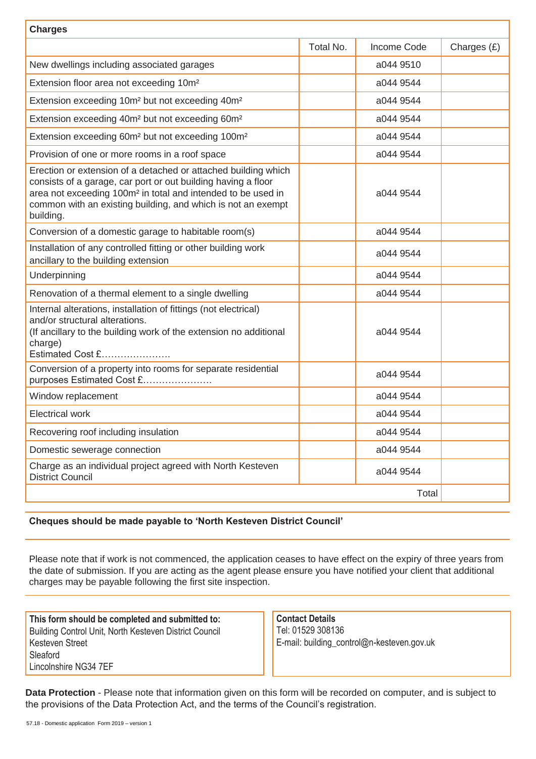**Charges**

| | Total No. | Income Code | Charges (£) |
|---|---|---|---|
| New dwellings including associated garages | | a044 9510 | |
| Extension floor area not exceeding 10m² | | a044 9544 | |
| Extension exceeding 10m² but not exceeding 40m² | | a044 9544 | |
| Extension exceeding 40m² but not exceeding 60m² | | a044 9544 | |
| Extension exceeding 60m² but not exceeding 100m² | | a044 9544 | |
| Provision of one or more rooms in a roof space | | a044 9544 | |
| Erection or extension of a detached or attached building which consists of a garage, car port or out building having a floor area not exceeding 100m² in total and intended to be used in common with an existing building, and which is not an exempt building. | | a044 9544 | |
| Conversion of a domestic garage to habitable room(s) | | a044 9544 | |
| Installation of any controlled fitting or other building work ancillary to the building extension | | a044 9544 | |
| Underpinning | | a044 9544 | |
| Renovation of a thermal element to a single dwelling | | a044 9544 | |
| Internal alterations, installation of fittings (not electrical) and/or structural alterations. (If ancillary to the building work of the extension no additional charge) Estimated Cost £………………… | | a044 9544 | |
| Conversion of a property into rooms for separate residential purposes Estimated Cost £………………… | | a044 9544 | |
| Window replacement | | a044 9544 | |
| Electrical work | | a044 9544 | |
| Recovering roof including insulation | | a044 9544 | |
| Domestic sewerage connection | | a044 9544 | |
| Charge as an individual project agreed with North Kesteven District Council | | a044 9544 | |
| | | Total | |

**Cheques should be made payable to 'North Kesteven District Council'**

Please note that if work is not commenced, the application ceases to have effect on the expiry of three years from the date of submission. If you are acting as the agent please ensure you have notified your client that additional charges may be payable following the first site inspection.

**This form should be completed and submitted to:**
Building Control Unit, North Kesteven District Council
Kesteven Street
Sleaford
Lincolnshire NG34 7EF

**Contact Details**
Tel: 01529 308136
E-mail: building_control@n-kesteven.gov.uk

**Data Protection** - Please note that information given on this form will be recorded on computer, and is subject to the provisions of the Data Protection Act, and the terms of the Council's registration.

57.18 - Domestic application Form 2019 – version 1